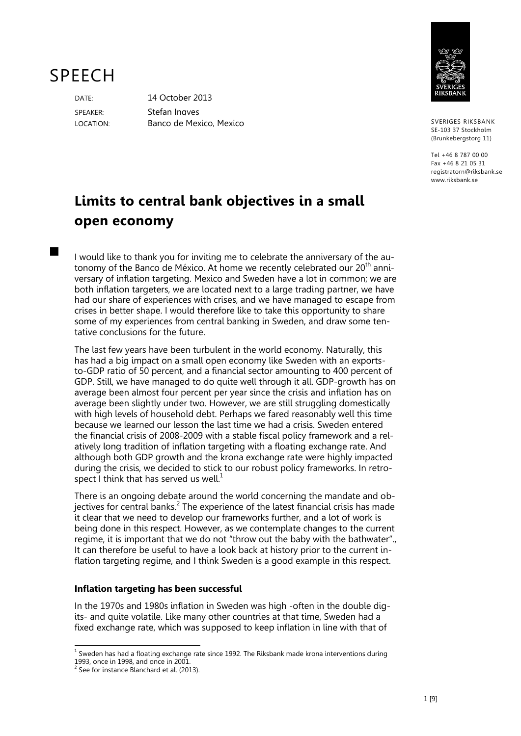# SPEECH

DATE: 14 October 2013

SPEAKER: Stefan Ingves

LOCATION: Banco de Mexico, Mexico

SVERIGES RIKSBANK
SE-103 37 Stockholm
(Brunkebergstorg 11)

Tel +46 8 787 00 00
Fax +46 8 21 05 31
registratorn@riksbank.se
www.riksbank.se

## Limits to central bank objectives in a small open economy

I would like to thank you for inviting me to celebrate the anniversary of the autonomy of the Banco de México. At home we recently celebrated our 20th anniversary of inflation targeting. Mexico and Sweden have a lot in common; we are both inflation targeters, we are located next to a large trading partner, we have had our share of experiences with crises, and we have managed to escape from crises in better shape. I would therefore like to take this opportunity to share some of my experiences from central banking in Sweden, and draw some tentative conclusions for the future.

The last few years have been turbulent in the world economy. Naturally, this has had a big impact on a small open economy like Sweden with an exports-to-GDP ratio of 50 percent, and a financial sector amounting to 400 percent of GDP. Still, we have managed to do quite well through it all. GDP-growth has on average been almost four percent per year since the crisis and inflation has on average been slightly under two. However, we are still struggling domestically with high levels of household debt. Perhaps we fared reasonably well this time because we learned our lesson the last time we had a crisis. Sweden entered the financial crisis of 2008-2009 with a stable fiscal policy framework and a relatively long tradition of inflation targeting with a floating exchange rate. And although both GDP growth and the krona exchange rate were highly impacted during the crisis, we decided to stick to our robust policy frameworks. In retrospect I think that has served us well.[1]

There is an ongoing debate around the world concerning the mandate and objectives for central banks.[2] The experience of the latest financial crisis has made it clear that we need to develop our frameworks further, and a lot of work is being done in this respect. However, as we contemplate changes to the current regime, it is important that we do not "throw out the baby with the bathwater"., It can therefore be useful to have a look back at history prior to the current inflation targeting regime, and I think Sweden is a good example in this respect.

### Inflation targeting has been successful

In the 1970s and 1980s inflation in Sweden was high -often in the double digits- and quite volatile. Like many other countries at that time, Sweden had a fixed exchange rate, which was supposed to keep inflation in line with that of

[1] Sweden has had a floating exchange rate since 1992. The Riksbank made krona interventions during 1993, once in 1998, and once in 2001.

[2] See for instance Blanchard et al. (2013).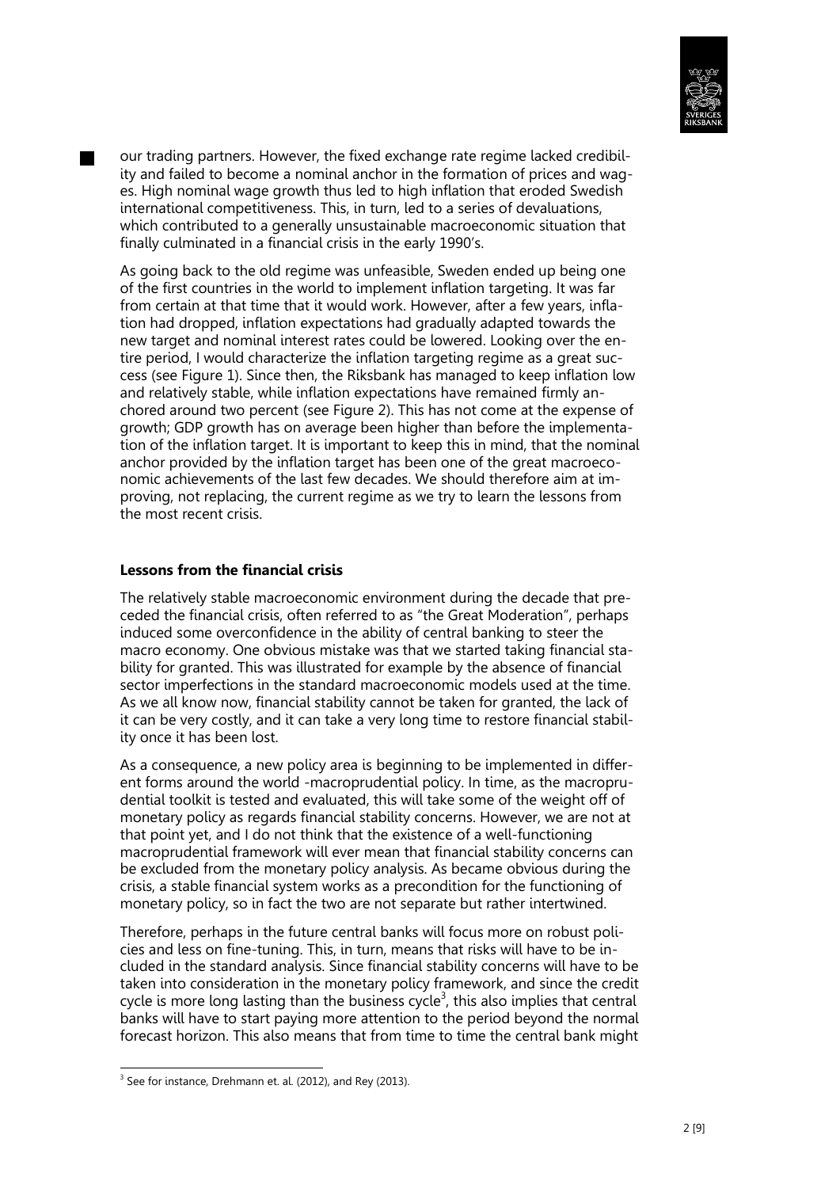our trading partners. However, the fixed exchange rate regime lacked credibility and failed to become a nominal anchor in the formation of prices and wages. High nominal wage growth thus led to high inflation that eroded Swedish international competitiveness. This, in turn, led to a series of devaluations, which contributed to a generally unsustainable macroeconomic situation that finally culminated in a financial crisis in the early 1990's.

As going back to the old regime was unfeasible, Sweden ended up being one of the first countries in the world to implement inflation targeting. It was far from certain at that time that it would work. However, after a few years, inflation had dropped, inflation expectations had gradually adapted towards the new target and nominal interest rates could be lowered. Looking over the entire period, I would characterize the inflation targeting regime as a great success (see Figure 1). Since then, the Riksbank has managed to keep inflation low and relatively stable, while inflation expectations have remained firmly anchored around two percent (see Figure 2). This has not come at the expense of growth; GDP growth has on average been higher than before the implementation of the inflation target. It is important to keep this in mind, that the nominal anchor provided by the inflation target has been one of the great macroeconomic achievements of the last few decades. We should therefore aim at improving, not replacing, the current regime as we try to learn the lessons from the most recent crisis.

### Lessons from the financial crisis

The relatively stable macroeconomic environment during the decade that preceded the financial crisis, often referred to as "the Great Moderation", perhaps induced some overconfidence in the ability of central banking to steer the macro economy. One obvious mistake was that we started taking financial stability for granted. This was illustrated for example by the absence of financial sector imperfections in the standard macroeconomic models used at the time. As we all know now, financial stability cannot be taken for granted, the lack of it can be very costly, and it can take a very long time to restore financial stability once it has been lost.

As a consequence, a new policy area is beginning to be implemented in different forms around the world -macroprudential policy. In time, as the macroprudential toolkit is tested and evaluated, this will take some of the weight off of monetary policy as regards financial stability concerns. However, we are not at that point yet, and I do not think that the existence of a well-functioning macroprudential framework will ever mean that financial stability concerns can be excluded from the monetary policy analysis. As became obvious during the crisis, a stable financial system works as a precondition for the functioning of monetary policy, so in fact the two are not separate but rather intertwined.

Therefore, perhaps in the future central banks will focus more on robust policies and less on fine-tuning. This, in turn, means that risks will have to be included in the standard analysis. Since financial stability concerns will have to be taken into consideration in the monetary policy framework, and since the credit cycle is more long lasting than the business cycle[3], this also implies that central banks will have to start paying more attention to the period beyond the normal forecast horizon. This also means that from time to time the central bank might

[3] See for instance, Drehmann et. al. (2012), and Rey (2013).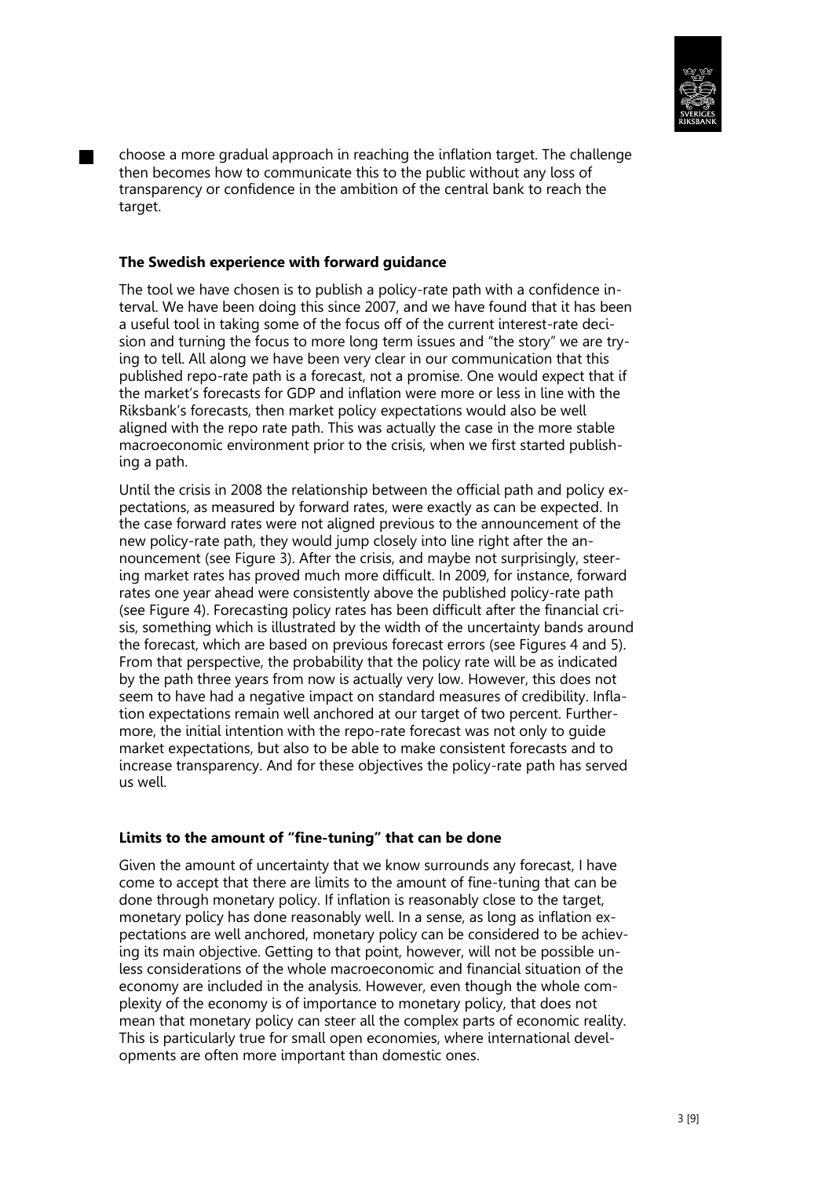choose a more gradual approach in reaching the inflation target. The challenge then becomes how to communicate this to the public without any loss of transparency or confidence in the ambition of the central bank to reach the target.

**The Swedish experience with forward guidance**

The tool we have chosen is to publish a policy-rate path with a confidence interval. We have been doing this since 2007, and we have found that it has been a useful tool in taking some of the focus off of the current interest-rate decision and turning the focus to more long term issues and "the story" we are trying to tell. All along we have been very clear in our communication that this published repo-rate path is a forecast, not a promise. One would expect that if the market's forecasts for GDP and inflation were more or less in line with the Riksbank's forecasts, then market policy expectations would also be well aligned with the repo rate path. This was actually the case in the more stable macroeconomic environment prior to the crisis, when we first started publishing a path.

Until the crisis in 2008 the relationship between the official path and policy expectations, as measured by forward rates, were exactly as can be expected. In the case forward rates were not aligned previous to the announcement of the new policy-rate path, they would jump closely into line right after the announcement (see Figure 3). After the crisis, and maybe not surprisingly, steering market rates has proved much more difficult. In 2009, for instance, forward rates one year ahead were consistently above the published policy-rate path (see Figure 4). Forecasting policy rates has been difficult after the financial crisis, something which is illustrated by the width of the uncertainty bands around the forecast, which are based on previous forecast errors (see Figures 4 and 5). From that perspective, the probability that the policy rate will be as indicated by the path three years from now is actually very low. However, this does not seem to have had a negative impact on standard measures of credibility. Inflation expectations remain well anchored at our target of two percent. Furthermore, the initial intention with the repo-rate forecast was not only to guide market expectations, but also to be able to make consistent forecasts and to increase transparency. And for these objectives the policy-rate path has served us well.

**Limits to the amount of "fine-tuning" that can be done**

Given the amount of uncertainty that we know surrounds any forecast, I have come to accept that there are limits to the amount of fine-tuning that can be done through monetary policy. If inflation is reasonably close to the target, monetary policy has done reasonably well. In a sense, as long as inflation expectations are well anchored, monetary policy can be considered to be achieving its main objective. Getting to that point, however, will not be possible unless considerations of the whole macroeconomic and financial situation of the economy are included in the analysis. However, even though the whole complexity of the economy is of importance to monetary policy, that does not mean that monetary policy can steer all the complex parts of economic reality. This is particularly true for small open economies, where international developments are often more important than domestic ones.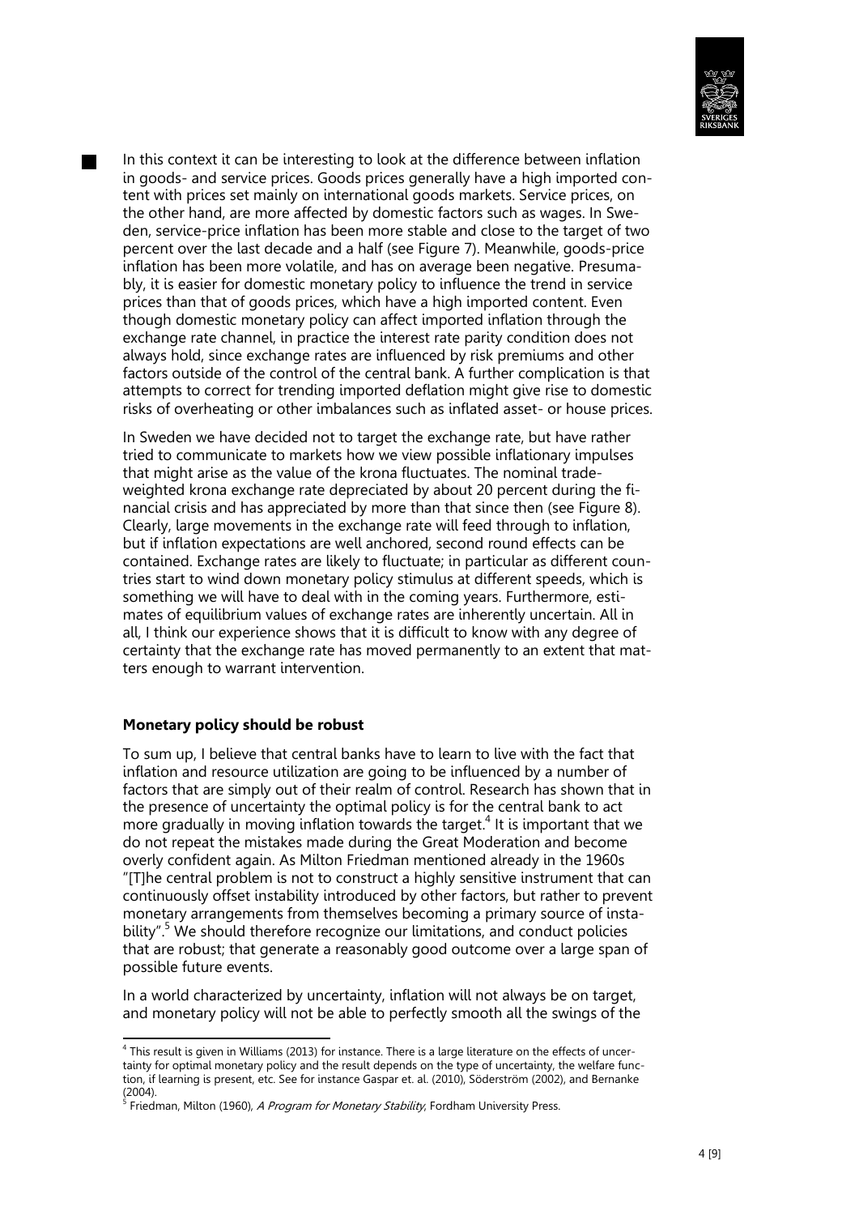In this context it can be interesting to look at the difference between inflation in goods- and service prices. Goods prices generally have a high imported content with prices set mainly on international goods markets. Service prices, on the other hand, are more affected by domestic factors such as wages. In Sweden, service-price inflation has been more stable and close to the target of two percent over the last decade and a half (see Figure 7). Meanwhile, goods-price inflation has been more volatile, and has on average been negative. Presumably, it is easier for domestic monetary policy to influence the trend in service prices than that of goods prices, which have a high imported content. Even though domestic monetary policy can affect imported inflation through the exchange rate channel, in practice the interest rate parity condition does not always hold, since exchange rates are influenced by risk premiums and other factors outside of the control of the central bank. A further complication is that attempts to correct for trending imported deflation might give rise to domestic risks of overheating or other imbalances such as inflated asset- or house prices.

In Sweden we have decided not to target the exchange rate, but have rather tried to communicate to markets how we view possible inflationary impulses that might arise as the value of the krona fluctuates. The nominal trade-weighted krona exchange rate depreciated by about 20 percent during the financial crisis and has appreciated by more than that since then (see Figure 8). Clearly, large movements in the exchange rate will feed through to inflation, but if inflation expectations are well anchored, second round effects can be contained. Exchange rates are likely to fluctuate; in particular as different countries start to wind down monetary policy stimulus at different speeds, which is something we will have to deal with in the coming years. Furthermore, estimates of equilibrium values of exchange rates are inherently uncertain. All in all, I think our experience shows that it is difficult to know with any degree of certainty that the exchange rate has moved permanently to an extent that matters enough to warrant intervention.

**Monetary policy should be robust**

To sum up, I believe that central banks have to learn to live with the fact that inflation and resource utilization are going to be influenced by a number of factors that are simply out of their realm of control. Research has shown that in the presence of uncertainty the optimal policy is for the central bank to act more gradually in moving inflation towards the target.[4] It is important that we do not repeat the mistakes made during the Great Moderation and become overly confident again. As Milton Friedman mentioned already in the 1960s "[T]he central problem is not to construct a highly sensitive instrument that can continuously offset instability introduced by other factors, but rather to prevent monetary arrangements from themselves becoming a primary source of instability".[5] We should therefore recognize our limitations, and conduct policies that are robust; that generate a reasonably good outcome over a large span of possible future events.

In a world characterized by uncertainty, inflation will not always be on target, and monetary policy will not be able to perfectly smooth all the swings of the

[4] This result is given in Williams (2013) for instance. There is a large literature on the effects of uncertainty for optimal monetary policy and the result depends on the type of uncertainty, the welfare function, if learning is present, etc. See for instance Gaspar et. al. (2010), Söderström (2002), and Bernanke (2004).

[5] Friedman, Milton (1960), *A Program for Monetary Stability*, Fordham University Press.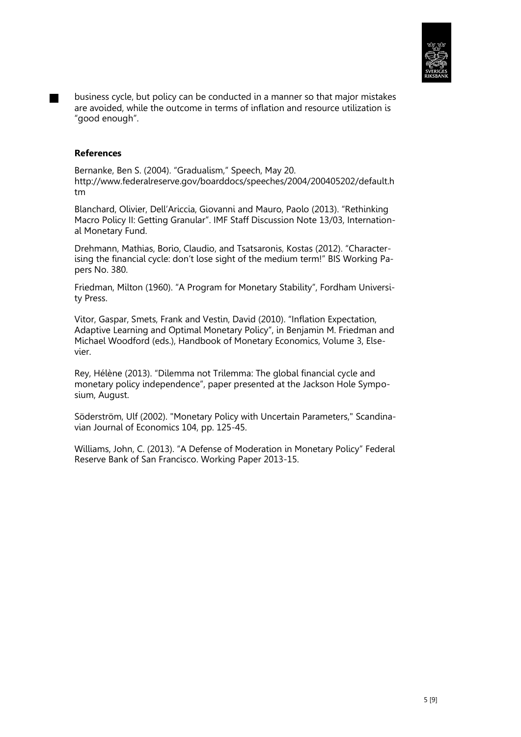business cycle, but policy can be conducted in a manner so that major mistakes are avoided, while the outcome in terms of inflation and resource utilization is "good enough".

**References**

Bernanke, Ben S. (2004). "Gradualism," Speech, May 20. http://www.federalreserve.gov/boarddocs/speeches/2004/200405202/default.htm

Blanchard, Olivier, Dell'Ariccia, Giovanni and Mauro, Paolo (2013). "Rethinking Macro Policy II: Getting Granular". IMF Staff Discussion Note 13/03, International Monetary Fund.

Drehmann, Mathias, Borio, Claudio, and Tsatsaronis, Kostas (2012). "Characterising the financial cycle: don't lose sight of the medium term!" BIS Working Papers No. 380.

Friedman, Milton (1960). "A Program for Monetary Stability", Fordham University Press.

Vitor, Gaspar, Smets, Frank and Vestin, David (2010). "Inflation Expectation, Adaptive Learning and Optimal Monetary Policy", in Benjamin M. Friedman and Michael Woodford (eds.), Handbook of Monetary Economics, Volume 3, Elsevier.

Rey, Hélène (2013). "Dilemma not Trilemma: The global financial cycle and monetary policy independence", paper presented at the Jackson Hole Symposium, August.

Söderström, Ulf (2002). "Monetary Policy with Uncertain Parameters," Scandinavian Journal of Economics 104, pp. 125-45.

Williams, John, C. (2013). "A Defense of Moderation in Monetary Policy" Federal Reserve Bank of San Francisco. Working Paper 2013-15.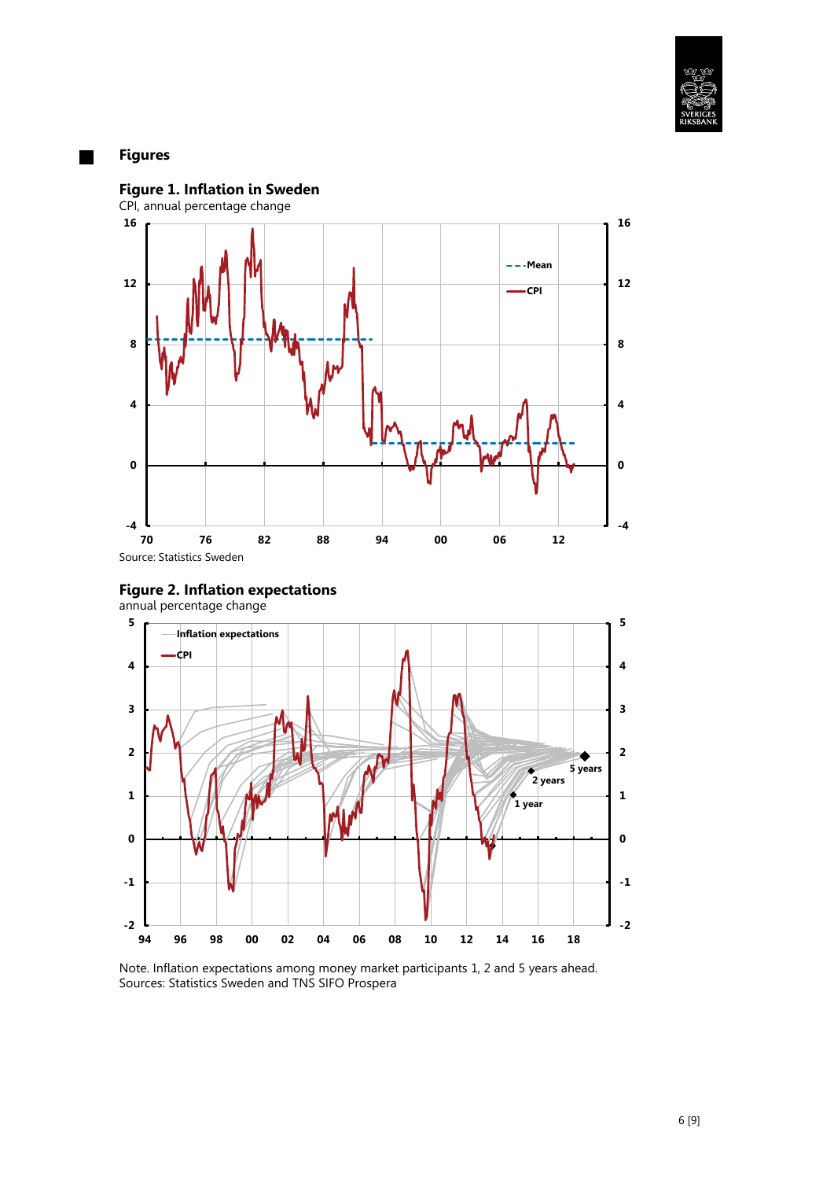## Figures

### Figure 1. Inflation in Sweden

CPI, annual percentage change

Source: Statistics Sweden

### Figure 2. Inflation expectations

annual percentage change

Note. Inflation expectations among money market participants 1, 2 and 5 years ahead.
Sources: Statistics Sweden and TNS SIFO Prospera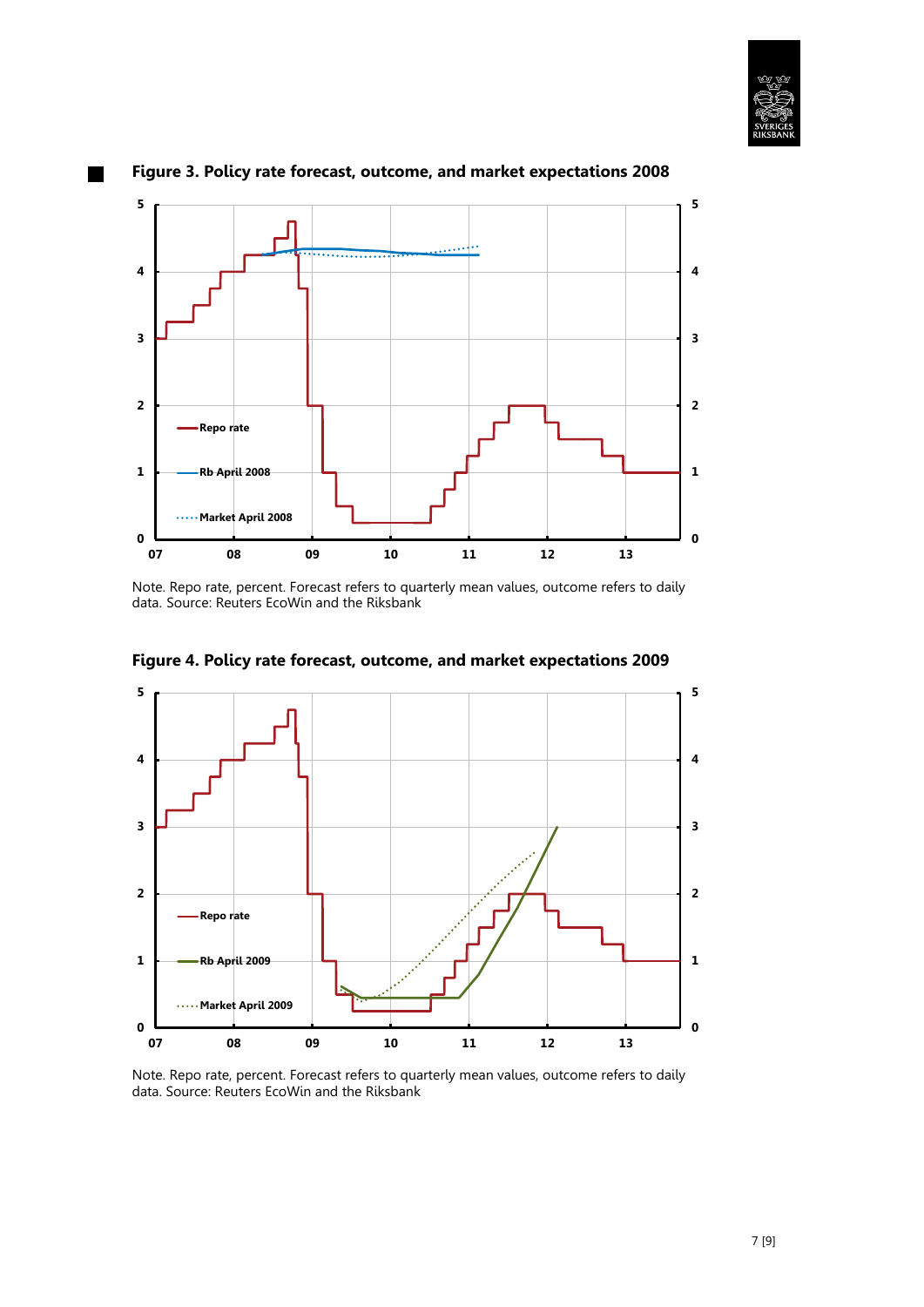**Figure 3. Policy rate forecast, outcome, and market expectations 2008**

Note. Repo rate, percent. Forecast refers to quarterly mean values, outcome refers to daily data. Source: Reuters EcoWin and the Riksbank

**Figure 4. Policy rate forecast, outcome, and market expectations 2009**

Note. Repo rate, percent. Forecast refers to quarterly mean values, outcome refers to daily data. Source: Reuters EcoWin and the Riksbank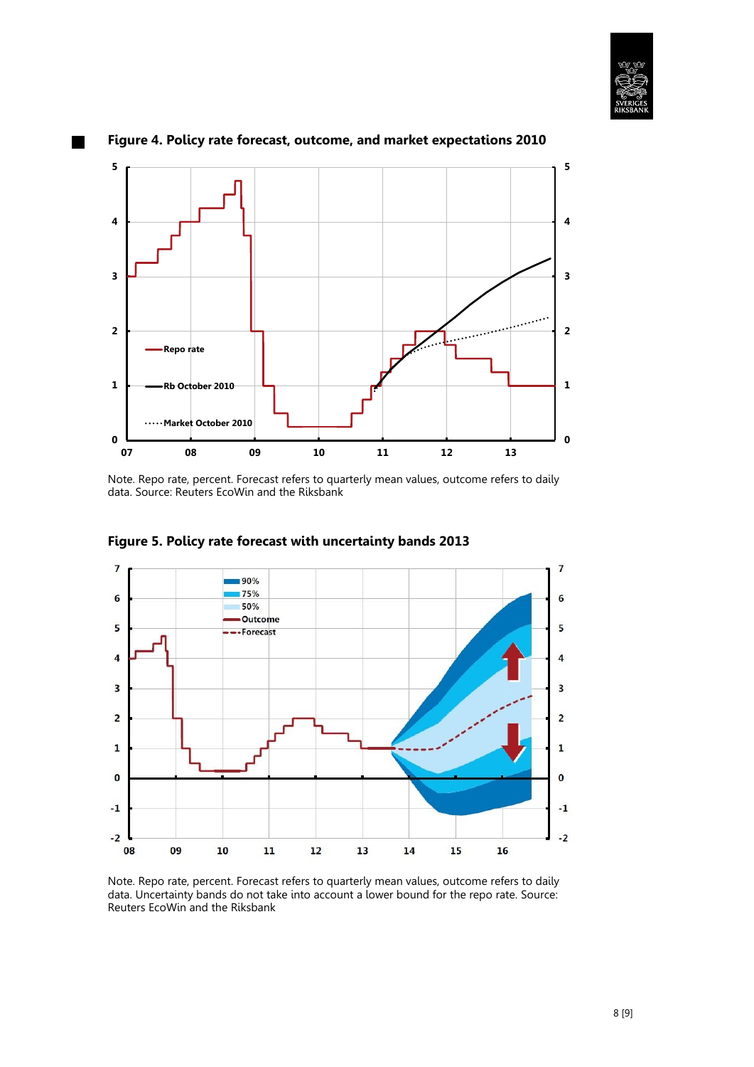**Figure 4. Policy rate forecast, outcome, and market expectations 2010**

Note. Repo rate, percent. Forecast refers to quarterly mean values, outcome refers to daily data. Source: Reuters EcoWin and the Riksbank

**Figure 5. Policy rate forecast with uncertainty bands 2013**

Note. Repo rate, percent. Forecast refers to quarterly mean values, outcome refers to daily data. Uncertainty bands do not take into account a lower bound for the repo rate. Source: Reuters EcoWin and the Riksbank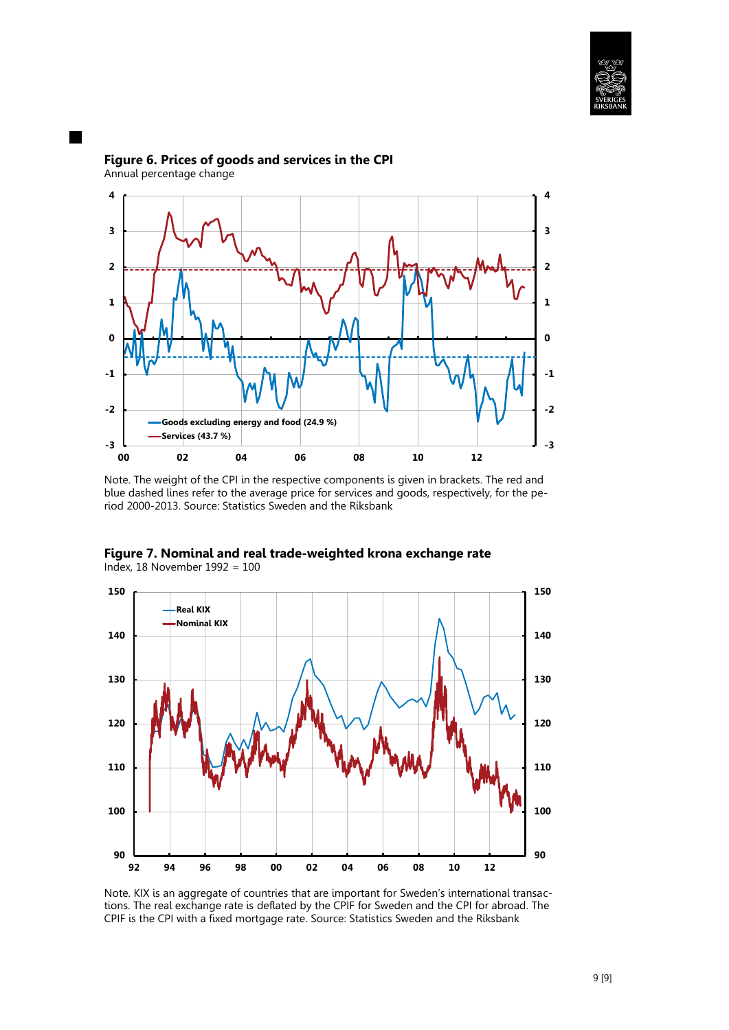**Figure 6. Prices of goods and services in the CPI**
Annual percentage change

4
3
2
1
0
-1
-2
-3

00 02 04 06 08 10 12

Goods excluding energy and food (24.9 %)
Services (43.7 %)

Note. The weight of the CPI in the respective components is given in brackets. The red and blue dashed lines refer to the average price for services and goods, respectively, for the period 2000-2013. Source: Statistics Sweden and the Riksbank

**Figure 7. Nominal and real trade-weighted krona exchange rate**
Index, 18 November 1992 = 100

150
140
130
120
110
100
90

92 94 96 98 00 02 04 06 08 10 12

Real KIX
Nominal KIX

Note. KIX is an aggregate of countries that are important for Sweden's international transactions. The real exchange rate is deflated by the CPIF for Sweden and the CPI for abroad. The CPIF is the CPI with a fixed mortgage rate. Source: Statistics Sweden and the Riksbank